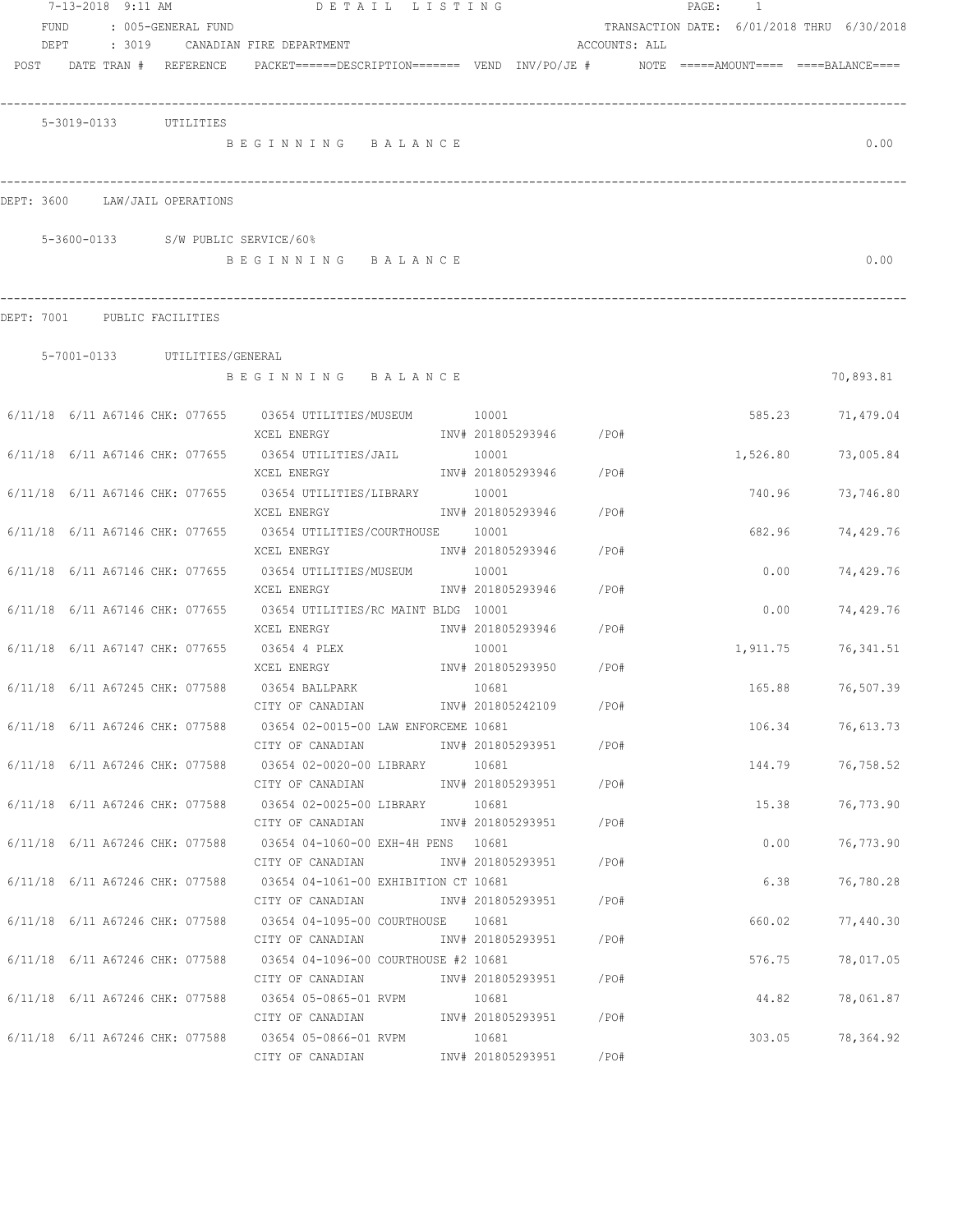7-13-2018 9:11 AM    DETAIL LISTING    PAGE: 1

FUND : 005-GENERAL FUND    TRANSACTION DATE: 6/01/2018 THRU 6/30/2018

DEPT : 3019 CANADIAN FIRE DEPARTMENT    ACCOUNTS: ALL

| POST | DATE | TRAN # | REFERENCE | PACKET=====DESCRIPTION===== | VEND | INV/PO/JE # | NOTE | =====AMOUNT==== | ====BALANCE==== |
|---|---|---|---|---|---|---|---|---|---|

**5-3019-0133 UTILITIES**

BEGINNING BALANCE 0.00

## DEPT: 3600 LAW/JAIL OPERATIONS

**5-3600-0133 S/W PUBLIC SERVICE/60%**

BEGINNING BALANCE 0.00

## DEPT: 7001 PUBLIC FACILITIES

**5-7001-0133 UTILITIES/GENERAL**

BEGINNING BALANCE 70,893.81

| POST | DATE | TRAN # | REFERENCE | PACKET / DESCRIPTION | VEND | INV/PO/JE # | NOTE | AMOUNT | BALANCE |
|---|---|---|---|---|---|---|---|---|---|
| 6/11/18 | 6/11 | A67146 | CHK: 077655 | 03654 UTILITIES/MUSEUM<br>XCEL ENERGY | 10001 | INV# 201805293946 /PO# | | 585.23 | 71,479.04 |
| 6/11/18 | 6/11 | A67146 | CHK: 077655 | 03654 UTILITIES/JAIL<br>XCEL ENERGY | 10001 | INV# 201805293946 /PO# | | 1,526.80 | 73,005.84 |
| 6/11/18 | 6/11 | A67146 | CHK: 077655 | 03654 UTILITIES/LIBRARY<br>XCEL ENERGY | 10001 | INV# 201805293946 /PO# | | 740.96 | 73,746.80 |
| 6/11/18 | 6/11 | A67146 | CHK: 077655 | 03654 UTILITIES/COURTHOUSE<br>XCEL ENERGY | 10001 | INV# 201805293946 /PO# | | 682.96 | 74,429.76 |
| 6/11/18 | 6/11 | A67146 | CHK: 077655 | 03654 UTILITIES/MUSEUM<br>XCEL ENERGY | 10001 | INV# 201805293946 /PO# | | 0.00 | 74,429.76 |
| 6/11/18 | 6/11 | A67146 | CHK: 077655 | 03654 UTILITIES/RC MAINT BLDG<br>XCEL ENERGY | 10001 | INV# 201805293946 /PO# | | 0.00 | 74,429.76 |
| 6/11/18 | 6/11 | A67147 | CHK: 077655 | 03654 4 PLEX<br>XCEL ENERGY | 10001 | INV# 201805293950 /PO# | | 1,911.75 | 76,341.51 |
| 6/11/18 | 6/11 | A67245 | CHK: 077588 | 03654 BALLPARK<br>CITY OF CANADIAN | 10681 | INV# 201805242109 /PO# | | 165.88 | 76,507.39 |
| 6/11/18 | 6/11 | A67246 | CHK: 077588 | 03654 02-0015-00 LAW ENFORCEME<br>CITY OF CANADIAN | 10681 | INV# 201805293951 /PO# | | 106.34 | 76,613.73 |
| 6/11/18 | 6/11 | A67246 | CHK: 077588 | 03654 02-0020-00 LIBRARY<br>CITY OF CANADIAN | 10681 | INV# 201805293951 /PO# | | 144.79 | 76,758.52 |
| 6/11/18 | 6/11 | A67246 | CHK: 077588 | 03654 02-0025-00 LIBRARY<br>CITY OF CANADIAN | 10681 | INV# 201805293951 /PO# | | 15.38 | 76,773.90 |
| 6/11/18 | 6/11 | A67246 | CHK: 077588 | 03654 04-1060-00 EXH-4H PENS<br>CITY OF CANADIAN | 10681 | INV# 201805293951 /PO# | | 0.00 | 76,773.90 |
| 6/11/18 | 6/11 | A67246 | CHK: 077588 | 03654 04-1061-00 EXHIBITION CT<br>CITY OF CANADIAN | 10681 | INV# 201805293951 /PO# | | 6.38 | 76,780.28 |
| 6/11/18 | 6/11 | A67246 | CHK: 077588 | 03654 04-1095-00 COURTHOUSE<br>CITY OF CANADIAN | 10681 | INV# 201805293951 /PO# | | 660.02 | 77,440.30 |
| 6/11/18 | 6/11 | A67246 | CHK: 077588 | 03654 04-1096-00 COURTHOUSE #2<br>CITY OF CANADIAN | 10681 | INV# 201805293951 /PO# | | 576.75 | 78,017.05 |
| 6/11/18 | 6/11 | A67246 | CHK: 077588 | 03654 05-0865-01 RVPM<br>CITY OF CANADIAN | 10681 | INV# 201805293951 /PO# | | 44.82 | 78,061.87 |
| 6/11/18 | 6/11 | A67246 | CHK: 077588 | 03654 05-0866-01 RVPM<br>CITY OF CANADIAN | 10681 | INV# 201805293951 /PO# | | 303.05 | 78,364.92 |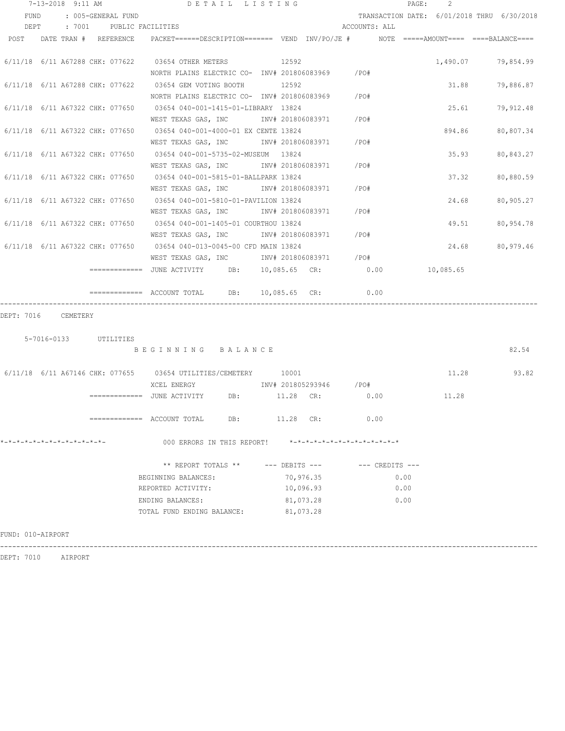7-13-2018 9:11 AM DETAIL LISTING

FUND : 005-GENERAL FUND — TRANSACTION DATE: 6/01/2018 THRU 6/30/2018

DEPT : 7001 PUBLIC FACILITIES — ACCOUNTS: ALL

| POST | DATE | TRAN # | REFERENCE | PACKET======DESCRIPTION======= | VEND | INV/PO/JE # | NOTE | =====AMOUNT==== | ====BALANCE==== |
|---|---|---|---|---|---|---|---|---|---|
| 6/11/18 | 6/11 | A67288 | CHK: 077622 | 03654 OTHER METERS<br>NORTH PLAINS ELECTRIC CO- | 12592 | INV# 201806083969 /PO# | | 1,490.07 | 79,854.99 |
| 6/11/18 | 6/11 | A67288 | CHK: 077622 | 03654 GEM VOTING BOOTH<br>NORTH PLAINS ELECTRIC CO- | 12592 | INV# 201806083969 /PO# | | 31.88 | 79,886.87 |
| 6/11/18 | 6/11 | A67322 | CHK: 077650 | 03654 040-001-1415-01-LIBRARY<br>WEST TEXAS GAS, INC | 13824 | INV# 201806083971 /PO# | | 25.61 | 79,912.48 |
| 6/11/18 | 6/11 | A67322 | CHK: 077650 | 03654 040-001-4000-01 EX CENTE<br>WEST TEXAS GAS, INC | 13824 | INV# 201806083971 /PO# | | 894.86 | 80,807.34 |
| 6/11/18 | 6/11 | A67322 | CHK: 077650 | 03654 040-001-5735-02-MUSEUM<br>WEST TEXAS GAS, INC | 13824 | INV# 201806083971 /PO# | | 35.93 | 80,843.27 |
| 6/11/18 | 6/11 | A67322 | CHK: 077650 | 03654 040-001-5815-01-BALLPARK<br>WEST TEXAS GAS, INC | 13824 | INV# 201806083971 /PO# | | 37.32 | 80,880.59 |
| 6/11/18 | 6/11 | A67322 | CHK: 077650 | 03654 040-001-5810-01-PAVILION<br>WEST TEXAS GAS, INC | 13824 | INV# 201806083971 /PO# | | 24.68 | 80,905.27 |
| 6/11/18 | 6/11 | A67322 | CHK: 077650 | 03654 040-001-1405-01 COURTHOU<br>WEST TEXAS GAS, INC | 13824 | INV# 201806083971 /PO# | | 49.51 | 80,954.78 |
| 6/11/18 | 6/11 | A67322 | CHK: 077650 | 03654 040-013-0045-00 CFD MAIN<br>WEST TEXAS GAS, INC | 13824 | INV# 201806083971 /PO# | | 24.68 | 80,979.46 |

============= JUNE ACTIVITY DB: 10,085.65 CR: 0.00 10,085.65

============= ACCOUNT TOTAL DB: 10,085.65 CR: 0.00

DEPT: 7016 CEMETERY

5-7016-0133 UTILITIES

B E G I N N I N G B A L A N C E — 82.54

| POST | DATE | TRAN # | REFERENCE | PACKET======DESCRIPTION======= | VEND | INV/PO/JE # | NOTE | =====AMOUNT==== | ====BALANCE==== |
|---|---|---|---|---|---|---|---|---|---|
| 6/11/18 | 6/11 | A67146 | CHK: 077655 | 03654 UTILITIES/CEMETERY<br>XCEL ENERGY | 10001 | INV# 201805293946 /PO# | | 11.28 | 93.82 |

============= JUNE ACTIVITY DB: 11.28 CR: 0.00 11.28

============= ACCOUNT TOTAL DB: 11.28 CR: 0.00

*-*-*-*-*-*-*-*-*-*-*-*-*- 000 ERRORS IN THIS REPORT! *-*-*-*-*-*-*-*-*-*-*-*-*-*

| ** REPORT TOTALS ** | --- DEBITS --- | --- CREDITS --- |
|---|---|---|
| BEGINNING BALANCES: | 70,976.35 | 0.00 |
| REPORTED ACTIVITY: | 10,096.93 | 0.00 |
| ENDING BALANCES: | 81,073.28 | 0.00 |
| TOTAL FUND ENDING BALANCE: | 81,073.28 | |

FUND: 010-AIRPORT

DEPT: 7010 AIRPORT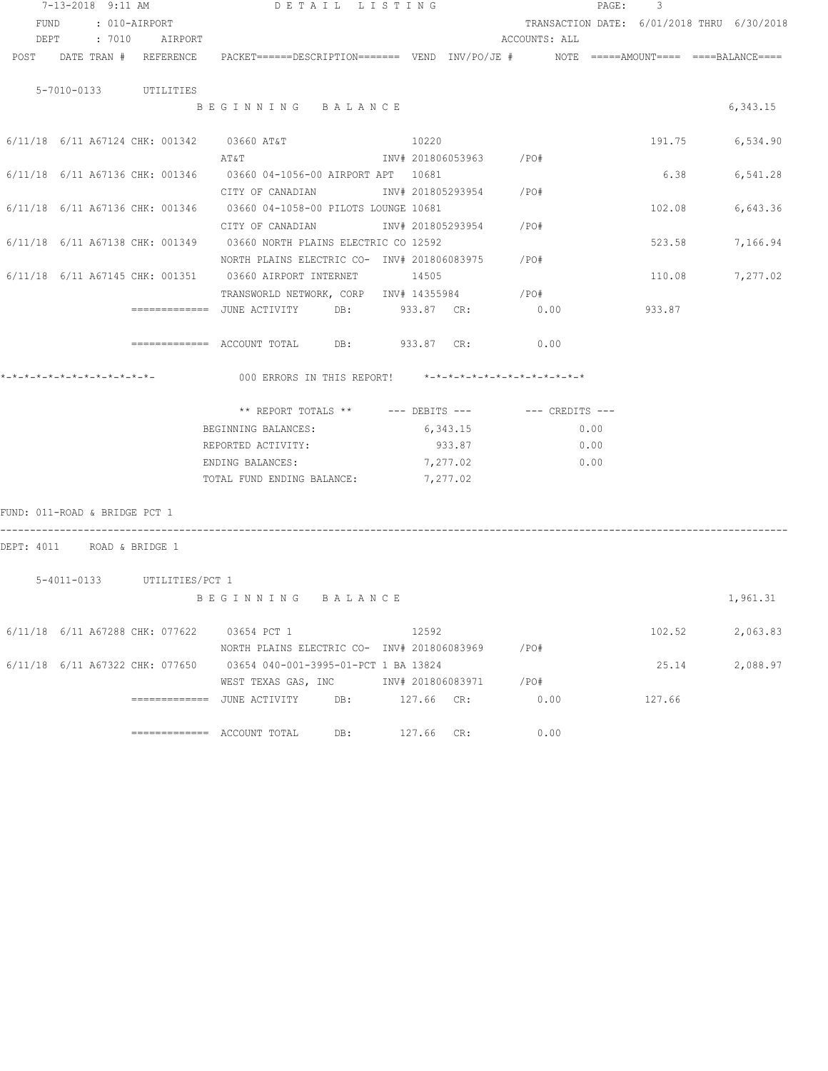7-13-2018 9:11 AM DETAIL LISTING

FUND : 010-AIRPORT TRANSACTION DATE: 6/01/2018 THRU 6/30/2018

DEPT : 7010 AIRPORT ACCOUNTS: ALL

| POST DATE | TRAN # | REFERENCE | PACKET======DESCRIPTION======= | VEND | INV/PO/JE # | NOTE | =====AMOUNT==== | ====BALANCE==== |
|---|---|---|---|---|---|---|---|---|

**5-7010-0133 UTILITIES**

B E G I N N I N G B A L A N C E 6,343.15

| POST DATE | TRAN # | REFERENCE | PACKET / DESCRIPTION | VEND | INV/PO/JE # | NOTE | AMOUNT | BALANCE |
|---|---|---|---|---|---|---|---|---|
| 6/11/18 6/11 | A67124 | CHK: 001342 | 03660 AT&T | 10220 | | | 191.75 | 6,534.90 |
| | | | AT&T | | INV# 201806053963 /PO# | | | |
| 6/11/18 6/11 | A67136 | CHK: 001346 | 03660 04-1056-00 AIRPORT APT | 10681 | | | 6.38 | 6,541.28 |
| | | | CITY OF CANADIAN | | INV# 201805293954 /PO# | | | |
| 6/11/18 6/11 | A67136 | CHK: 001346 | 03660 04-1058-00 PILOTS LOUNGE | 10681 | | | 102.08 | 6,643.36 |
| | | | CITY OF CANADIAN | | INV# 201805293954 /PO# | | | |
| 6/11/18 6/11 | A67138 | CHK: 001349 | 03660 NORTH PLAINS ELECTRIC CO | 12592 | | | 523.58 | 7,166.94 |
| | | | NORTH PLAINS ELECTRIC CO- | | INV# 201806083975 /PO# | | | |
| 6/11/18 6/11 | A67145 | CHK: 001351 | 03660 AIRPORT INTERNET | 14505 | | | 110.08 | 7,277.02 |
| | | | TRANSWORLD NETWORK, CORP | | INV# 14355984 /PO# | | | |

============= JUNE ACTIVITY DB: 933.87 CR: 0.00 933.87

============= ACCOUNT TOTAL DB: 933.87 CR: 0.00

*-*-*-*-*-*-*-*-*-*-*-*-*- 000 ERRORS IN THIS REPORT! *-*-*-*-*-*-*-*-*-*-*-*-*-*

| ** REPORT TOTALS ** | --- DEBITS --- | --- CREDITS --- |
|---|---|---|
| BEGINNING BALANCES: | 6,343.15 | 0.00 |
| REPORTED ACTIVITY: | 933.87 | 0.00 |
| ENDING BALANCES: | 7,277.02 | 0.00 |
| TOTAL FUND ENDING BALANCE: | 7,277.02 | |

FUND: 011-ROAD & BRIDGE PCT 1

DEPT: 4011 ROAD & BRIDGE 1

**5-4011-0133 UTILITIES/PCT 1**

B E G I N N I N G B A L A N C E 1,961.31

| POST DATE | TRAN # | REFERENCE | PACKET / DESCRIPTION | VEND | INV/PO/JE # | NOTE | AMOUNT | BALANCE |
|---|---|---|---|---|---|---|---|---|
| 6/11/18 6/11 | A67288 | CHK: 077622 | 03654 PCT 1 | 12592 | | | 102.52 | 2,063.83 |
| | | | NORTH PLAINS ELECTRIC CO- | | INV# 201806083969 /PO# | | | |
| 6/11/18 6/11 | A67322 | CHK: 077650 | 03654 040-001-3995-01-PCT 1 BA | 13824 | | | 25.14 | 2,088.97 |
| | | | WEST TEXAS GAS, INC | | INV# 201806083971 /PO# | | | |

============= JUNE ACTIVITY DB: 127.66 CR: 0.00 127.66

============= ACCOUNT TOTAL DB: 127.66 CR: 0.00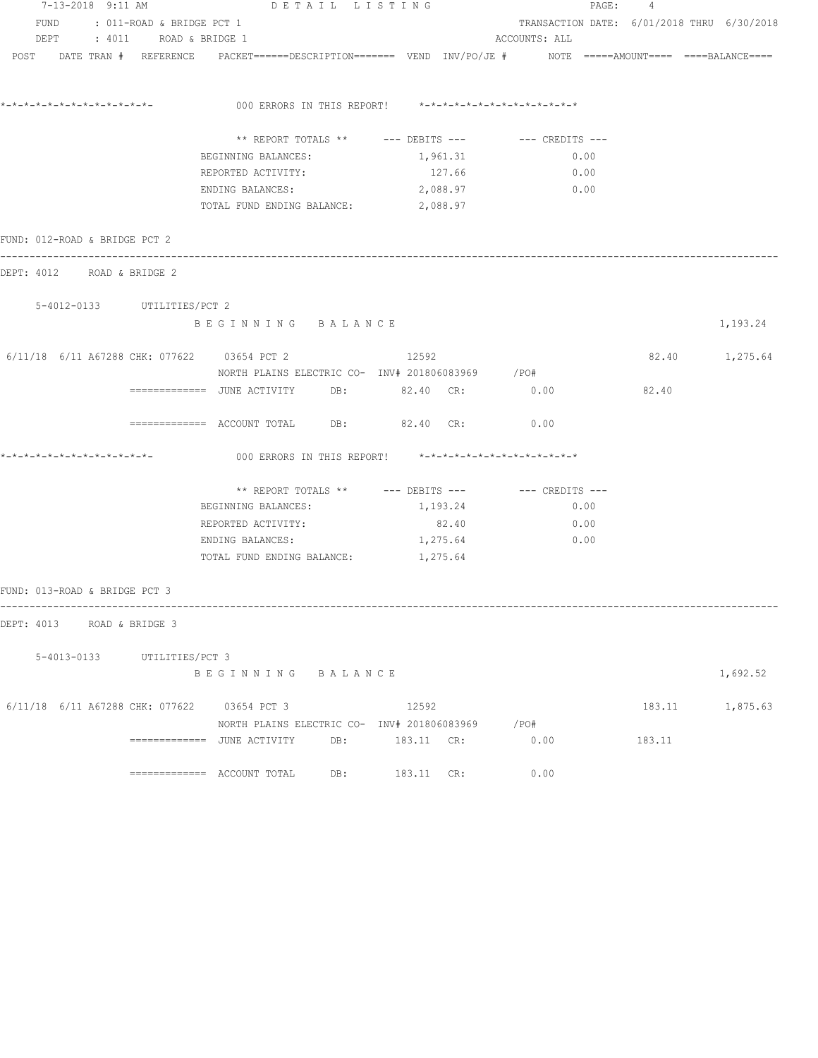7-13-2018 9:11 AM DETAIL LISTING

FUND : 011-ROAD & BRIDGE PCT 1 TRANSACTION DATE: 6/01/2018 THRU 6/30/2018

DEPT : 4011 ROAD & BRIDGE 1 ACCOUNTS: ALL

POST DATE TRAN # REFERENCE PACKET======DESCRIPTION======= VEND INV/PO/JE # NOTE =====AMOUNT==== ====BALANCE====

*-*-*-*-*-*-*-*-*-*-*-*-*- 000 ERRORS IN THIS REPORT! *-*-*-*-*-*-*-*-*-*-*-*-*-*

| ** REPORT TOTALS ** | --- DEBITS --- | --- CREDITS --- |
|---|---|---|
| BEGINNING BALANCES: | 1,961.31 | 0.00 |
| REPORTED ACTIVITY: | 127.66 | 0.00 |
| ENDING BALANCES: | 2,088.97 | 0.00 |
| TOTAL FUND ENDING BALANCE: | 2,088.97 | |

FUND: 012-ROAD & BRIDGE PCT 2

DEPT: 4012 ROAD & BRIDGE 2

5-4012-0133 UTILITIES/PCT 2

B E G I N N I N G B A L A N C E 1,193.24

6/11/18 6/11 A67288 CHK: 077622 03654 PCT 2 12592 82.40 1,275.64

NORTH PLAINS ELECTRIC CO- INV# 201806083969 /PO#

============= JUNE ACTIVITY DB: 82.40 CR: 0.00 82.40

============= ACCOUNT TOTAL DB: 82.40 CR: 0.00

*-*-*-*-*-*-*-*-*-*-*-*-*- 000 ERRORS IN THIS REPORT! *-*-*-*-*-*-*-*-*-*-*-*-*-*

| ** REPORT TOTALS ** | --- DEBITS --- | --- CREDITS --- |
|---|---|---|
| BEGINNING BALANCES: | 1,193.24 | 0.00 |
| REPORTED ACTIVITY: | 82.40 | 0.00 |
| ENDING BALANCES: | 1,275.64 | 0.00 |
| TOTAL FUND ENDING BALANCE: | 1,275.64 | |

FUND: 013-ROAD & BRIDGE PCT 3

DEPT: 4013 ROAD & BRIDGE 3

5-4013-0133 UTILITIES/PCT 3

B E G I N N I N G B A L A N C E 1,692.52

6/11/18 6/11 A67288 CHK: 077622 03654 PCT 3 12592 183.11 1,875.63

NORTH PLAINS ELECTRIC CO- INV# 201806083969 /PO#

============= JUNE ACTIVITY DB: 183.11 CR: 0.00 183.11

============= ACCOUNT TOTAL DB: 183.11 CR: 0.00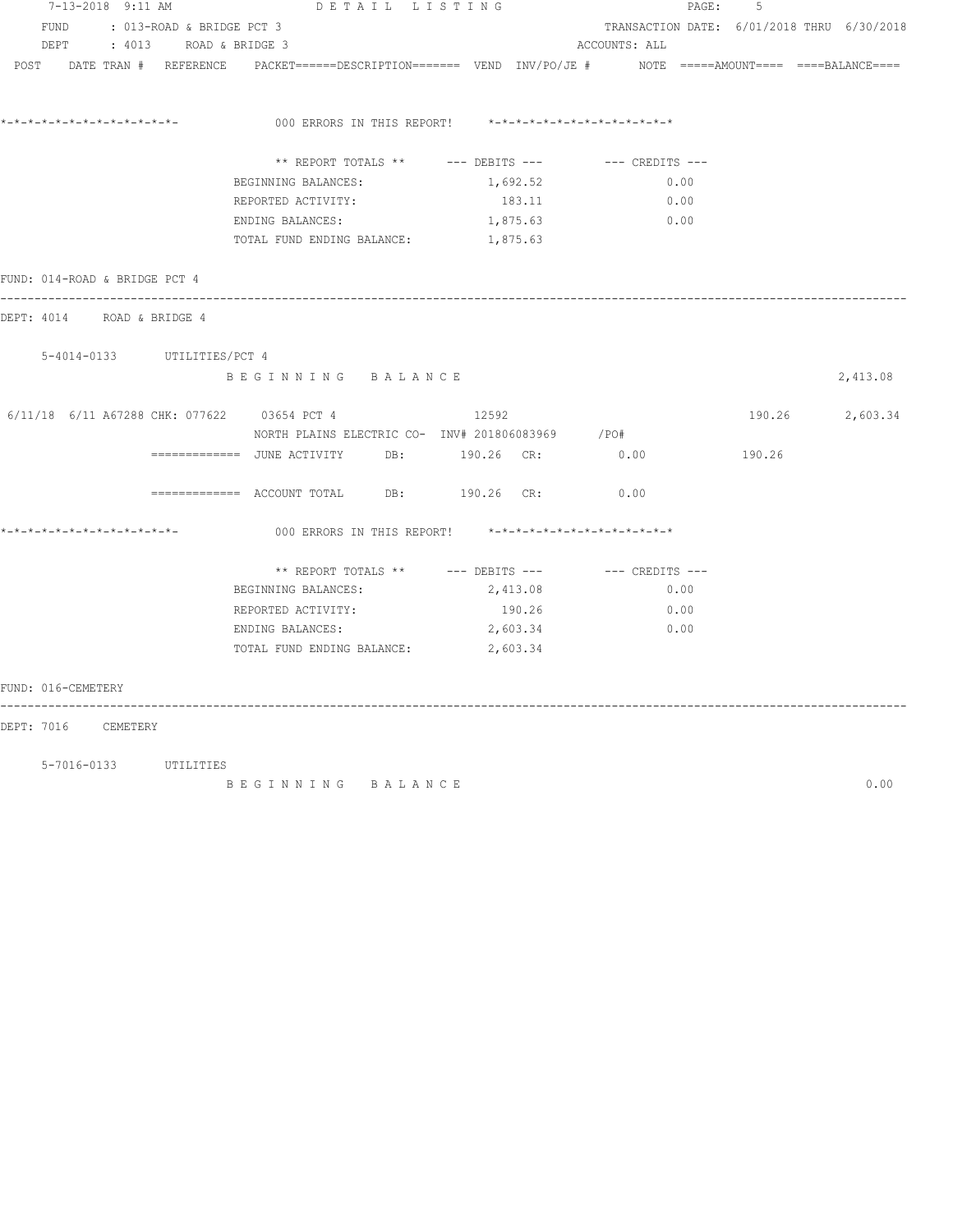7-13-2018 9:11 AM DETAIL LISTING

FUND : 013-ROAD & BRIDGE PCT 3 TRANSACTION DATE: 6/01/2018 THRU 6/30/2018

DEPT : 4013 ROAD & BRIDGE 3 ACCOUNTS: ALL

POST DATE TRAN # REFERENCE PACKET======DESCRIPTION======= VEND INV/PO/JE # NOTE =====AMOUNT==== ====BALANCE====

*-*-*-*-*-*-*-*-*-*-*-*-*-*- 000 ERRORS IN THIS REPORT! *-*-*-*-*-*-*-*-*-*-*-*-*-*-*

| ** REPORT TOTALS ** | --- DEBITS --- | --- CREDITS --- |
|---|---|---|
| BEGINNING BALANCES: | 1,692.52 | 0.00 |
| REPORTED ACTIVITY: | 183.11 | 0.00 |
| ENDING BALANCES: | 1,875.63 | 0.00 |
| TOTAL FUND ENDING BALANCE: | 1,875.63 | |

FUND: 014-ROAD & BRIDGE PCT 4

DEPT: 4014 ROAD & BRIDGE 4

5-4014-0133 UTILITIES/PCT 4

B E G I N N I N G B A L A N C E 2,413.08

6/11/18 6/11 A67288 CHK: 077622 03654 PCT 4 12592 190.26 2,603.34

NORTH PLAINS ELECTRIC CO- INV# 201806083969 /PO#

============= JUNE ACTIVITY DB: 190.26 CR: 0.00 190.26

============= ACCOUNT TOTAL DB: 190.26 CR: 0.00

*-*-*-*-*-*-*-*-*-*-*-*-*-*- 000 ERRORS IN THIS REPORT! *-*-*-*-*-*-*-*-*-*-*-*-*-*-*

| ** REPORT TOTALS ** | --- DEBITS --- | --- CREDITS --- |
|---|---|---|
| BEGINNING BALANCES: | 2,413.08 | 0.00 |
| REPORTED ACTIVITY: | 190.26 | 0.00 |
| ENDING BALANCES: | 2,603.34 | 0.00 |
| TOTAL FUND ENDING BALANCE: | 2,603.34 | |

FUND: 016-CEMETERY

DEPT: 7016 CEMETERY

5-7016-0133 UTILITIES

B E G I N N I N G B A L A N C E 0.00